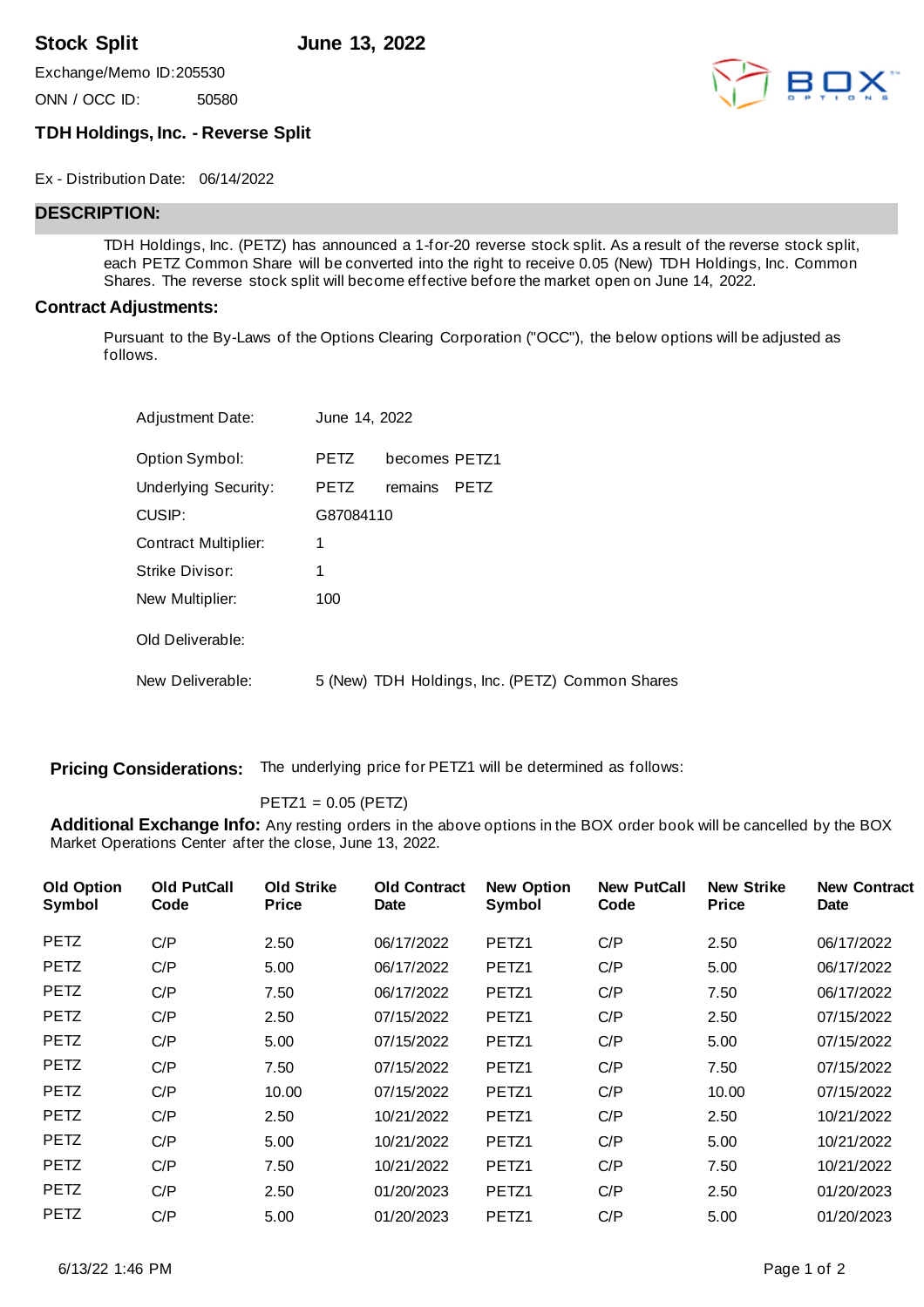**Stock Split** **June 13, 2022**

Exchange/Memo ID: 205530

ONN / OCC ID: 50580

### TDH Holdings, Inc. - Reverse Split

Ex - Distribution Date: 06/14/2022

## DESCRIPTION:

TDH Holdings, Inc. (PETZ) has announced a 1-for-20 reverse stock split. As a result of the reverse stock split, each PETZ Common Share will be converted into the right to receive 0.05 (New) TDH Holdings, Inc. Common Shares. The reverse stock split will become effective before the market open on June 14, 2022.

### Contract Adjustments:

Pursuant to the By-Laws of the Options Clearing Corporation ("OCC"), the below options will be adjusted as follows.

| | |
|---|---|
| Adjustment Date: | June 14, 2022 |
| Option Symbol: | PETZ becomes PETZ1 |
| Underlying Security: | PETZ remains PETZ |
| CUSIP: | G87084110 |
| Contract Multiplier: | 1 |
| Strike Divisor: | 1 |
| New Multiplier: | 100 |
| Old Deliverable: | |
| New Deliverable: | 5 (New) TDH Holdings, Inc. (PETZ) Common Shares |

**Pricing Considerations:** The underlying price for PETZ1 will be determined as follows:

PETZ1 = 0.05 (PETZ)

**Additional Exchange Info:** Any resting orders in the above options in the BOX order book will be cancelled by the BOX Market Operations Center after the close, June 13, 2022.

| Old Option Symbol | Old PutCall Code | Old Strike Price | Old Contract Date | New Option Symbol | New PutCall Code | New Strike Price | New Contract Date |
|---|---|---|---|---|---|---|---|
| PETZ | C/P | 2.50 | 06/17/2022 | PETZ1 | C/P | 2.50 | 06/17/2022 |
| PETZ | C/P | 5.00 | 06/17/2022 | PETZ1 | C/P | 5.00 | 06/17/2022 |
| PETZ | C/P | 7.50 | 06/17/2022 | PETZ1 | C/P | 7.50 | 06/17/2022 |
| PETZ | C/P | 2.50 | 07/15/2022 | PETZ1 | C/P | 2.50 | 07/15/2022 |
| PETZ | C/P | 5.00 | 07/15/2022 | PETZ1 | C/P | 5.00 | 07/15/2022 |
| PETZ | C/P | 7.50 | 07/15/2022 | PETZ1 | C/P | 7.50 | 07/15/2022 |
| PETZ | C/P | 10.00 | 07/15/2022 | PETZ1 | C/P | 10.00 | 07/15/2022 |
| PETZ | C/P | 2.50 | 10/21/2022 | PETZ1 | C/P | 2.50 | 10/21/2022 |
| PETZ | C/P | 5.00 | 10/21/2022 | PETZ1 | C/P | 5.00 | 10/21/2022 |
| PETZ | C/P | 7.50 | 10/21/2022 | PETZ1 | C/P | 7.50 | 10/21/2022 |
| PETZ | C/P | 2.50 | 01/20/2023 | PETZ1 | C/P | 2.50 | 01/20/2023 |
| PETZ | C/P | 5.00 | 01/20/2023 | PETZ1 | C/P | 5.00 | 01/20/2023 |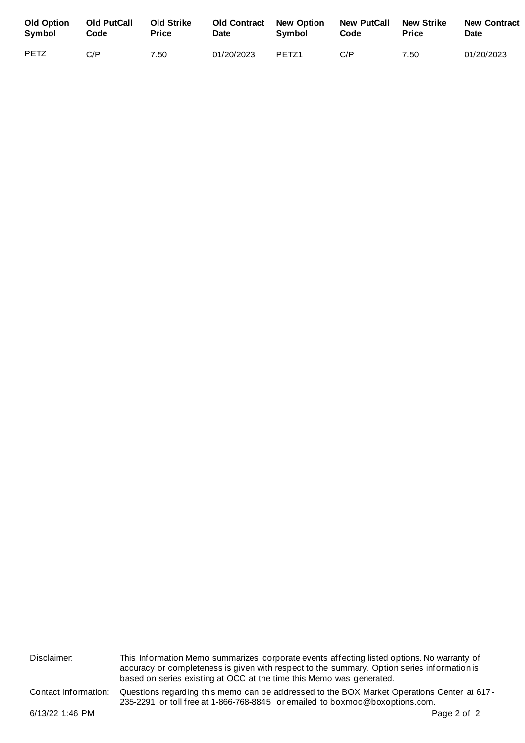| Old Option Symbol | Old PutCall Code | Old Strike Price | Old Contract Date | New Option Symbol | New PutCall Code | New Strike Price | New Contract Date |
|---|---|---|---|---|---|---|---|
| PETZ | C/P | 7.50 | 01/20/2023 | PETZ1 | C/P | 7.50 | 01/20/2023 |

Disclaimer: This Information Memo summarizes corporate events affecting listed options. No warranty of accuracy or completeness is given with respect to the summary. Option series information is based on series existing at OCC at the time this Memo was generated.

Contact Information: Questions regarding this memo can be addressed to the BOX Market Operations Center at 617-235-2291 or toll free at 1-866-768-8845 or emailed to boxmoc@boxoptions.com.

6/13/22 1:46 PM